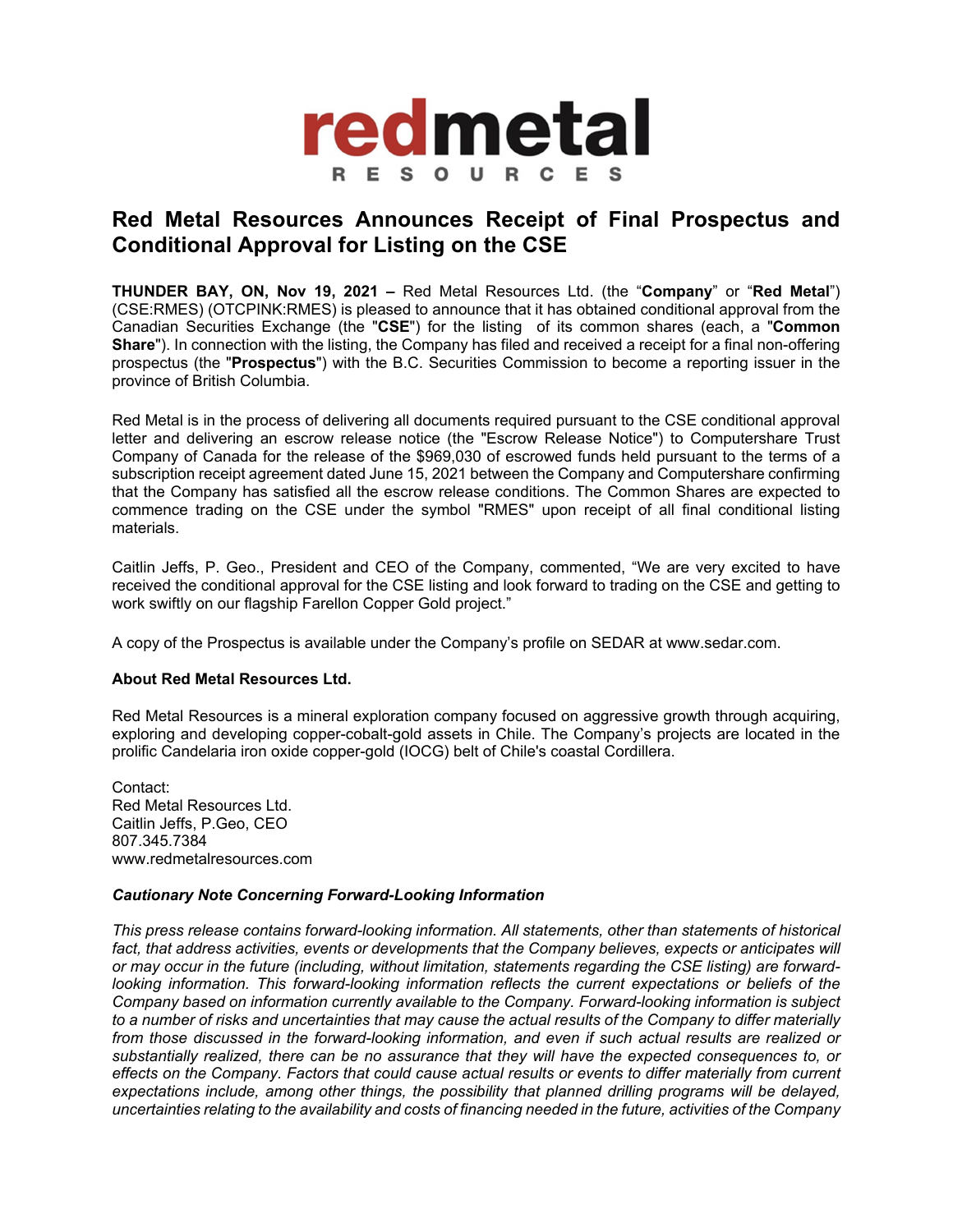# Red Metal Resources Announces Receipt of Final Prospectus and Conditional Approval for Listing on the CSE

**THUNDER BAY, ON, Nov 19, 2021 –** Red Metal Resources Ltd. (the "**Company**" or "**Red Metal**") (CSE:RMES) (OTCPINK:RMES) is pleased to announce that it has obtained conditional approval from the Canadian Securities Exchange (the "**CSE**") for the listing of its common shares (each, a "**Common Share**"). In connection with the listing, the Company has filed and received a receipt for a final non-offering prospectus (the "**Prospectus**") with the B.C. Securities Commission to become a reporting issuer in the province of British Columbia.

Red Metal is in the process of delivering all documents required pursuant to the CSE conditional approval letter and delivering an escrow release notice (the "Escrow Release Notice") to Computershare Trust Company of Canada for the release of the $969,030 of escrowed funds held pursuant to the terms of a subscription receipt agreement dated June 15, 2021 between the Company and Computershare confirming that the Company has satisfied all the escrow release conditions. The Common Shares are expected to commence trading on the CSE under the symbol "RMES" upon receipt of all final conditional listing materials.

Caitlin Jeffs, P. Geo., President and CEO of the Company, commented, "We are very excited to have received the conditional approval for the CSE listing and look forward to trading on the CSE and getting to work swiftly on our flagship Farellon Copper Gold project."

A copy of the Prospectus is available under the Company's profile on SEDAR at www.sedar.com.

**About Red Metal Resources Ltd.**

Red Metal Resources is a mineral exploration company focused on aggressive growth through acquiring, exploring and developing copper-cobalt-gold assets in Chile. The Company's projects are located in the prolific Candelaria iron oxide copper-gold (IOCG) belt of Chile's coastal Cordillera.

Contact:
Red Metal Resources Ltd.
Caitlin Jeffs, P.Geo, CEO
807.345.7384
www.redmetalresources.com

***Cautionary Note Concerning Forward-Looking Information***

*This press release contains forward-looking information. All statements, other than statements of historical fact, that address activities, events or developments that the Company believes, expects or anticipates will or may occur in the future (including, without limitation, statements regarding the CSE listing) are forward-looking information. This forward-looking information reflects the current expectations or beliefs of the Company based on information currently available to the Company. Forward-looking information is subject to a number of risks and uncertainties that may cause the actual results of the Company to differ materially from those discussed in the forward-looking information, and even if such actual results are realized or substantially realized, there can be no assurance that they will have the expected consequences to, or effects on the Company. Factors that could cause actual results or events to differ materially from current expectations include, among other things, the possibility that planned drilling programs will be delayed, uncertainties relating to the availability and costs of financing needed in the future, activities of the Company*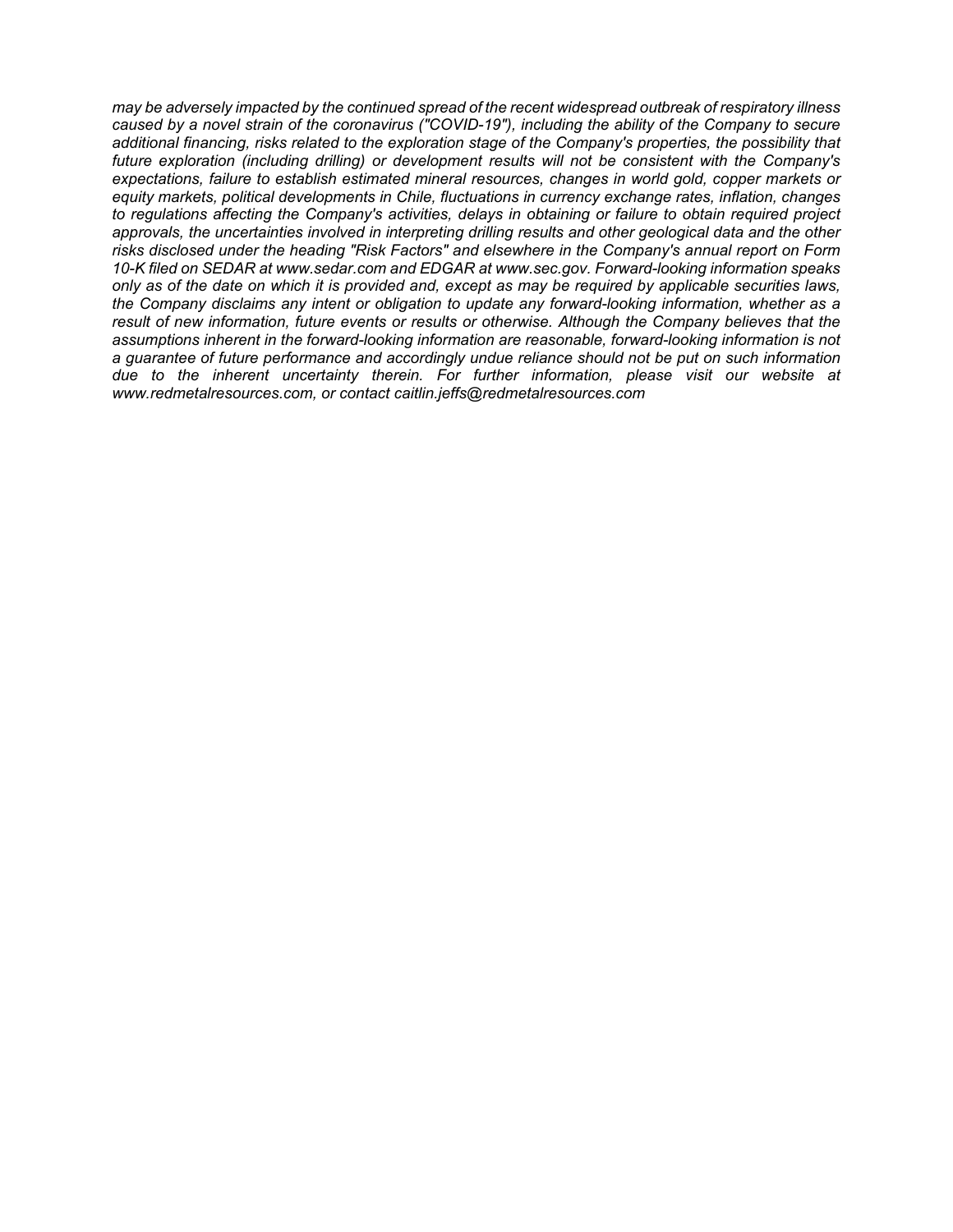*may be adversely impacted by the continued spread of the recent widespread outbreak of respiratory illness caused by a novel strain of the coronavirus ("COVID-19"), including the ability of the Company to secure additional financing, risks related to the exploration stage of the Company's properties, the possibility that future exploration (including drilling) or development results will not be consistent with the Company's expectations, failure to establish estimated mineral resources, changes in world gold, copper markets or equity markets, political developments in Chile, fluctuations in currency exchange rates, inflation, changes to regulations affecting the Company's activities, delays in obtaining or failure to obtain required project approvals, the uncertainties involved in interpreting drilling results and other geological data and the other risks disclosed under the heading "Risk Factors" and elsewhere in the Company's annual report on Form 10-K filed on SEDAR at www.sedar.com and EDGAR at www.sec.gov. Forward-looking information speaks only as of the date on which it is provided and, except as may be required by applicable securities laws, the Company disclaims any intent or obligation to update any forward-looking information, whether as a result of new information, future events or results or otherwise. Although the Company believes that the assumptions inherent in the forward-looking information are reasonable, forward-looking information is not a guarantee of future performance and accordingly undue reliance should not be put on such information due to the inherent uncertainty therein. For further information, please visit our website at www.redmetalresources.com, or contact caitlin.jeffs@redmetalresources.com*